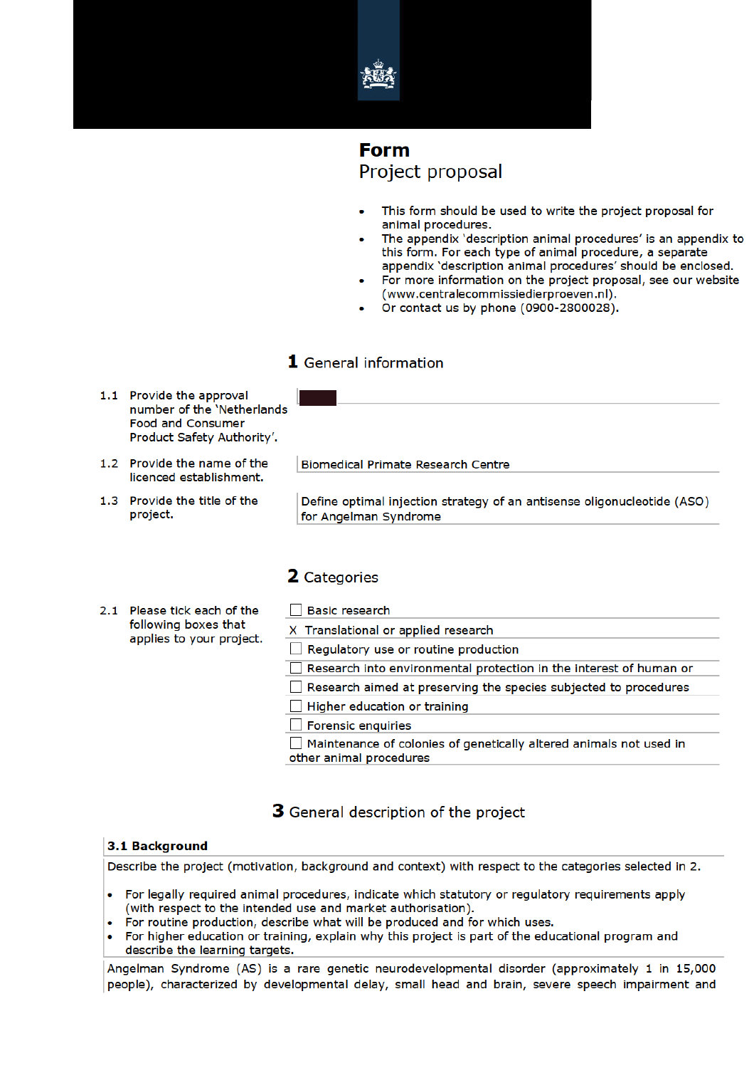# Form

## Project proposal

- This form should be used to write the project proposal for animal procedures.
- The appendix 'description animal procedures' is an appendix to this form. For each type of animal procedure, a separate appendix 'description animal procedures' should be enclosed.
- For more information on the project proposal, see our website (www.centralecommissiedierproeven.nl).
- Or contact us by phone (0900-2800028).

## 1 General information

| | |
|---|---|
| 1.1 Provide the approval number of the 'Netherlands Food and Consumer Product Safety Authority'. | |
| 1.2 Provide the name of the licenced establishment. | Biomedical Primate Research Centre |
| 1.3 Provide the title of the project. | Define optimal injection strategy of an antisense oligonucleotide (ASO) for Angelman Syndrome |

## 2 Categories

2.1 Please tick each of the following boxes that applies to your project.

- ☐ Basic research
- X Translational or applied research
- ☐ Regulatory use or routine production
- ☐ Research into environmental protection in the interest of human or
- ☐ Research aimed at preserving the species subjected to procedures
- ☐ Higher education or training
- ☐ Forensic enquiries
- ☐ Maintenance of colonies of genetically altered animals not used in other animal procedures

## 3 General description of the project

### 3.1 Background

Describe the project (motivation, background and context) with respect to the categories selected in 2.

- For legally required animal procedures, indicate which statutory or regulatory requirements apply (with respect to the intended use and market authorisation).
- For routine production, describe what will be produced and for which uses.
- For higher education or training, explain why this project is part of the educational program and describe the learning targets.

Angelman Syndrome (AS) is a rare genetic neurodevelopmental disorder (approximately 1 in 15,000 people), characterized by developmental delay, small head and brain, severe speech impairment and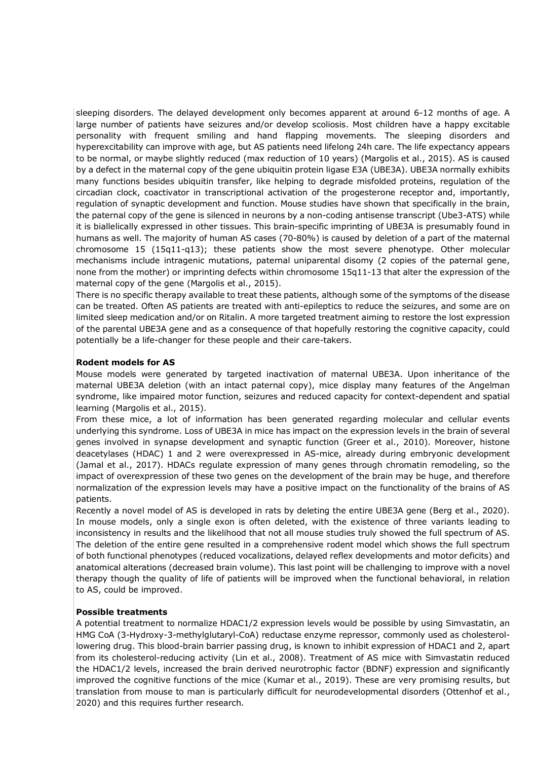sleeping disorders. The delayed development only becomes apparent at around 6-12 months of age. A large number of patients have seizures and/or develop scoliosis. Most children have a happy excitable personality with frequent smiling and hand flapping movements. The sleeping disorders and hyperexcitability can improve with age, but AS patients need lifelong 24h care. The life expectancy appears to be normal, or maybe slightly reduced (max reduction of 10 years) (Margolis et al., 2015). AS is caused by a defect in the maternal copy of the gene ubiquitin protein ligase E3A (UBE3A). UBE3A normally exhibits many functions besides ubiquitin transfer, like helping to degrade misfolded proteins, regulation of the circadian clock, coactivator in transcriptional activation of the progesterone receptor and, importantly, regulation of synaptic development and function. Mouse studies have shown that specifically in the brain, the paternal copy of the gene is silenced in neurons by a non-coding antisense transcript (Ube3-ATS) while it is biallelically expressed in other tissues. This brain-specific imprinting of UBE3A is presumably found in humans as well. The majority of human AS cases (70-80%) is caused by deletion of a part of the maternal chromosome 15 (15q11-q13); these patients show the most severe phenotype. Other molecular mechanisms include intragenic mutations, paternal uniparental disomy (2 copies of the paternal gene, none from the mother) or imprinting defects within chromosome 15q11-13 that alter the expression of the maternal copy of the gene (Margolis et al., 2015).

There is no specific therapy available to treat these patients, although some of the symptoms of the disease can be treated. Often AS patients are treated with anti-epileptics to reduce the seizures, and some are on limited sleep medication and/or on Ritalin. A more targeted treatment aiming to restore the lost expression of the parental UBE3A gene and as a consequence of that hopefully restoring the cognitive capacity, could potentially be a life-changer for these people and their care-takers.

**Rodent models for AS**

Mouse models were generated by targeted inactivation of maternal UBE3A. Upon inheritance of the maternal UBE3A deletion (with an intact paternal copy), mice display many features of the Angelman syndrome, like impaired motor function, seizures and reduced capacity for context-dependent and spatial learning (Margolis et al., 2015).

From these mice, a lot of information has been generated regarding molecular and cellular events underlying this syndrome. Loss of UBE3A in mice has impact on the expression levels in the brain of several genes involved in synapse development and synaptic function (Greer et al., 2010). Moreover, histone deacetylases (HDAC) 1 and 2 were overexpressed in AS-mice, already during embryonic development (Jamal et al., 2017). HDACs regulate expression of many genes through chromatin remodeling, so the impact of overexpression of these two genes on the development of the brain may be huge, and therefore normalization of the expression levels may have a positive impact on the functionality of the brains of AS patients.

Recently a novel model of AS is developed in rats by deleting the entire UBE3A gene (Berg et al., 2020). In mouse models, only a single exon is often deleted, with the existence of three variants leading to inconsistency in results and the likelihood that not all mouse studies truly showed the full spectrum of AS. The deletion of the entire gene resulted in a comprehensive rodent model which shows the full spectrum of both functional phenotypes (reduced vocalizations, delayed reflex developments and motor deficits) and anatomical alterations (decreased brain volume). This last point will be challenging to improve with a novel therapy though the quality of life of patients will be improved when the functional behavioral, in relation to AS, could be improved.

**Possible treatments**

A potential treatment to normalize HDAC1/2 expression levels would be possible by using Simvastatin, an HMG CoA (3-Hydroxy-3-methylglutaryl-CoA) reductase enzyme repressor, commonly used as cholesterol-lowering drug. This blood-brain barrier passing drug, is known to inhibit expression of HDAC1 and 2, apart from its cholesterol-reducing activity (Lin et al., 2008). Treatment of AS mice with Simvastatin reduced the HDAC1/2 levels, increased the brain derived neurotrophic factor (BDNF) expression and significantly improved the cognitive functions of the mice (Kumar et al., 2019). These are very promising results, but translation from mouse to man is particularly difficult for neurodevelopmental disorders (Ottenhof et al., 2020) and this requires further research.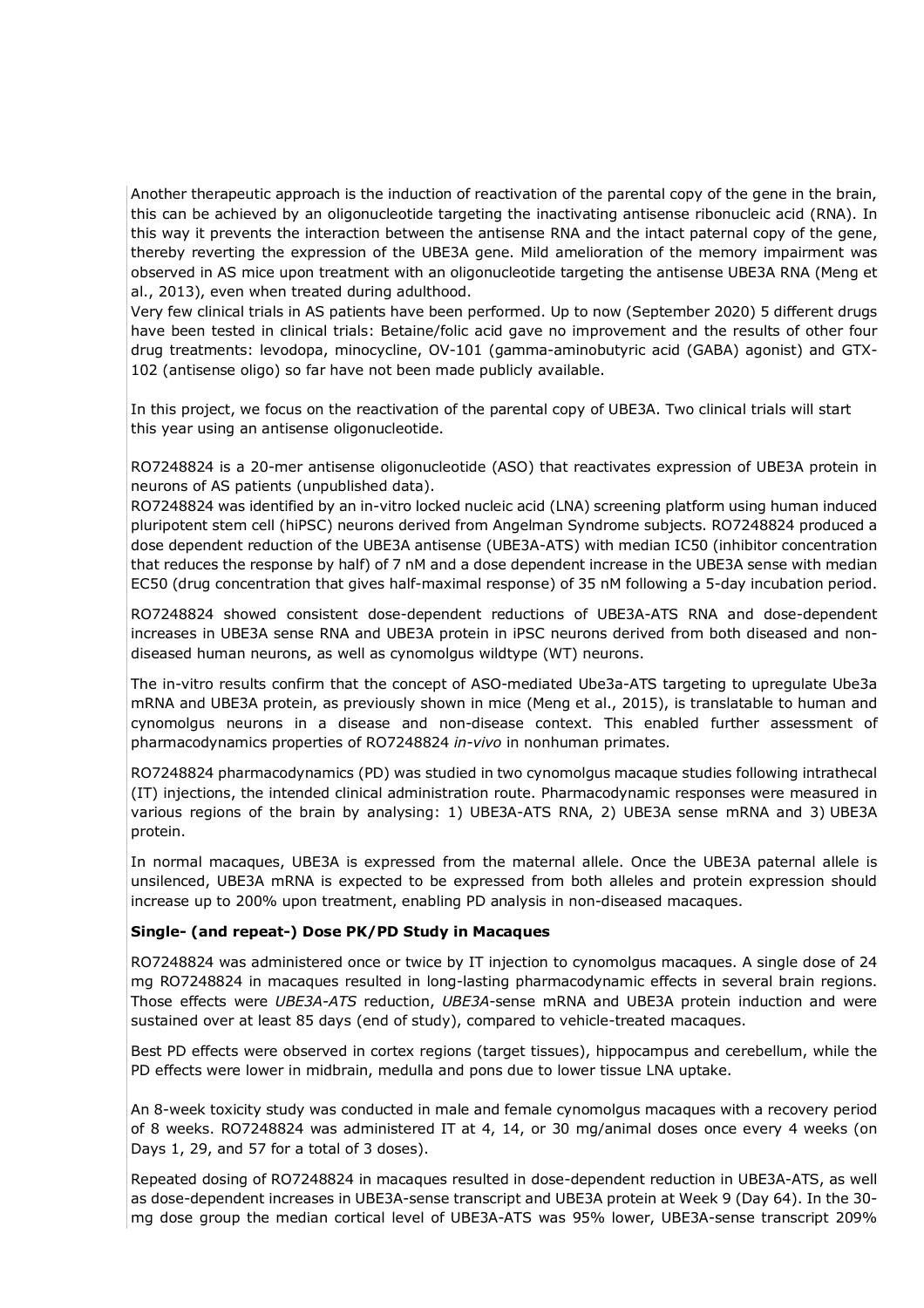Another therapeutic approach is the induction of reactivation of the parental copy of the gene in the brain, this can be achieved by an oligonucleotide targeting the inactivating antisense ribonucleic acid (RNA). In this way it prevents the interaction between the antisense RNA and the intact paternal copy of the gene, thereby reverting the expression of the UBE3A gene. Mild amelioration of the memory impairment was observed in AS mice upon treatment with an oligonucleotide targeting the antisense UBE3A RNA (Meng et al., 2013), even when treated during adulthood.

Very few clinical trials in AS patients have been performed. Up to now (September 2020) 5 different drugs have been tested in clinical trials: Betaine/folic acid gave no improvement and the results of other four drug treatments: levodopa, minocycline, OV-101 (gamma-aminobutyric acid (GABA) agonist) and GTX-102 (antisense oligo) so far have not been made publicly available.

In this project, we focus on the reactivation of the parental copy of UBE3A. Two clinical trials will start this year using an antisense oligonucleotide.

RO7248824 is a 20-mer antisense oligonucleotide (ASO) that reactivates expression of UBE3A protein in neurons of AS patients (unpublished data).

RO7248824 was identified by an in-vitro locked nucleic acid (LNA) screening platform using human induced pluripotent stem cell (hiPSC) neurons derived from Angelman Syndrome subjects. RO7248824 produced a dose dependent reduction of the UBE3A antisense (UBE3A-ATS) with median IC50 (inhibitor concentration that reduces the response by half) of 7 nM and a dose dependent increase in the UBE3A sense with median EC50 (drug concentration that gives half-maximal response) of 35 nM following a 5-day incubation period.

RO7248824 showed consistent dose-dependent reductions of UBE3A-ATS RNA and dose-dependent increases in UBE3A sense RNA and UBE3A protein in iPSC neurons derived from both diseased and non-diseased human neurons, as well as cynomolgus wildtype (WT) neurons.

The in-vitro results confirm that the concept of ASO-mediated Ube3a-ATS targeting to upregulate Ube3a mRNA and UBE3A protein, as previously shown in mice (Meng et al., 2015), is translatable to human and cynomolgus neurons in a disease and non-disease context. This enabled further assessment of pharmacodynamics properties of RO7248824 *in-vivo* in nonhuman primates.

RO7248824 pharmacodynamics (PD) was studied in two cynomolgus macaque studies following intrathecal (IT) injections, the intended clinical administration route. Pharmacodynamic responses were measured in various regions of the brain by analysing: 1) UBE3A-ATS RNA, 2) UBE3A sense mRNA and 3) UBE3A protein.

In normal macaques, UBE3A is expressed from the maternal allele. Once the UBE3A paternal allele is unsilenced, UBE3A mRNA is expected to be expressed from both alleles and protein expression should increase up to 200% upon treatment, enabling PD analysis in non-diseased macaques.

**Single- (and repeat-) Dose PK/PD Study in Macaques**

RO7248824 was administered once or twice by IT injection to cynomolgus macaques. A single dose of 24 mg RO7248824 in macaques resulted in long-lasting pharmacodynamic effects in several brain regions. Those effects were *UBE3A-ATS* reduction, *UBE3A*-sense mRNA and UBE3A protein induction and were sustained over at least 85 days (end of study), compared to vehicle-treated macaques.

Best PD effects were observed in cortex regions (target tissues), hippocampus and cerebellum, while the PD effects were lower in midbrain, medulla and pons due to lower tissue LNA uptake.

An 8-week toxicity study was conducted in male and female cynomolgus macaques with a recovery period of 8 weeks. RO7248824 was administered IT at 4, 14, or 30 mg/animal doses once every 4 weeks (on Days 1, 29, and 57 for a total of 3 doses).

Repeated dosing of RO7248824 in macaques resulted in dose-dependent reduction in UBE3A-ATS, as well as dose-dependent increases in UBE3A-sense transcript and UBE3A protein at Week 9 (Day 64). In the 30-mg dose group the median cortical level of UBE3A-ATS was 95% lower, UBE3A-sense transcript 209%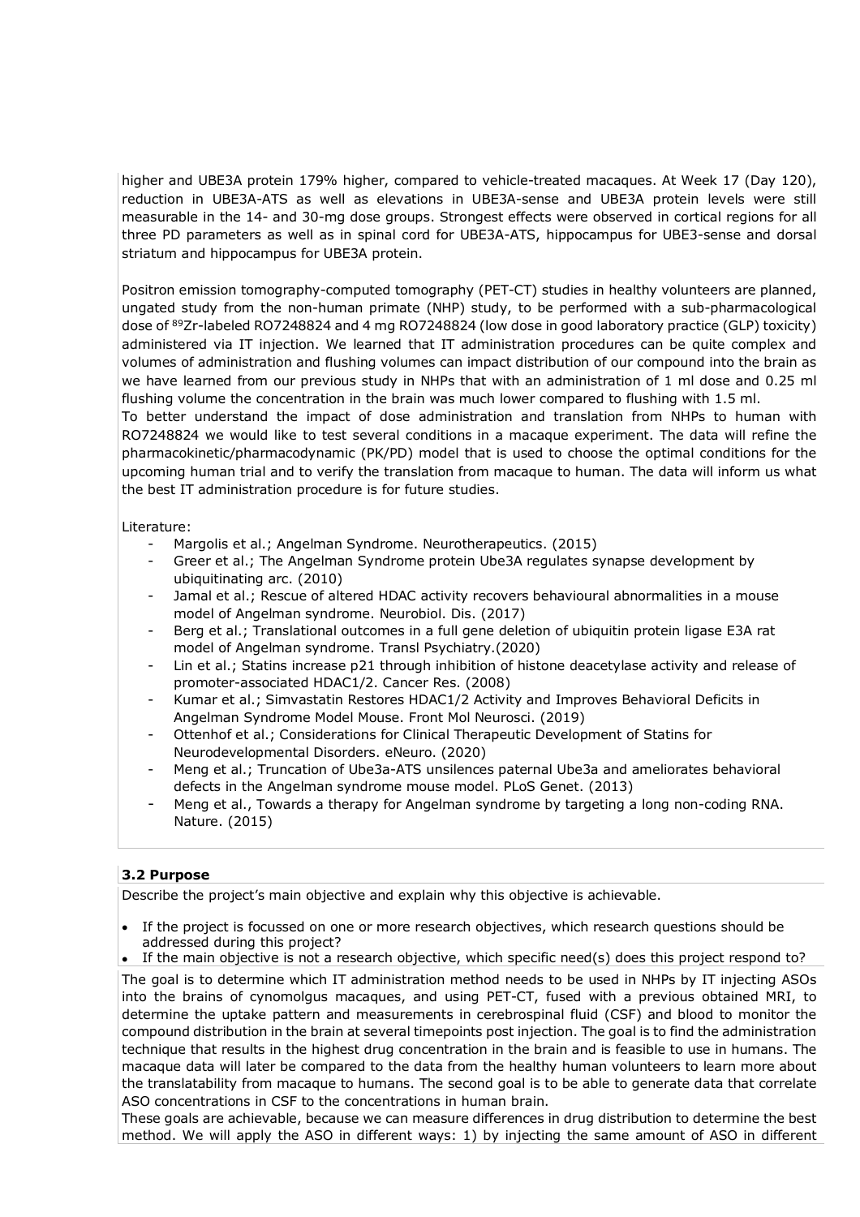higher and UBE3A protein 179% higher, compared to vehicle-treated macaques. At Week 17 (Day 120), reduction in UBE3A-ATS as well as elevations in UBE3A-sense and UBE3A protein levels were still measurable in the 14- and 30-mg dose groups. Strongest effects were observed in cortical regions for all three PD parameters as well as in spinal cord for UBE3A-ATS, hippocampus for UBE3-sense and dorsal striatum and hippocampus for UBE3A protein.

Positron emission tomography-computed tomography (PET-CT) studies in healthy volunteers are planned, ungated study from the non-human primate (NHP) study, to be performed with a sub-pharmacological dose of $^{89}$Zr-labeled RO7248824 and 4 mg RO7248824 (low dose in good laboratory practice (GLP) toxicity) administered via IT injection. We learned that IT administration procedures can be quite complex and volumes of administration and flushing volumes can impact distribution of our compound into the brain as we have learned from our previous study in NHPs that with an administration of 1 ml dose and 0.25 ml flushing volume the concentration in the brain was much lower compared to flushing with 1.5 ml.

To better understand the impact of dose administration and translation from NHPs to human with RO7248824 we would like to test several conditions in a macaque experiment. The data will refine the pharmacokinetic/pharmacodynamic (PK/PD) model that is used to choose the optimal conditions for the upcoming human trial and to verify the translation from macaque to human. The data will inform us what the best IT administration procedure is for future studies.

Literature:

- Margolis et al.; Angelman Syndrome. Neurotherapeutics. (2015)
- Greer et al.; The Angelman Syndrome protein Ube3A regulates synapse development by ubiquitinating arc. (2010)
- Jamal et al.; Rescue of altered HDAC activity recovers behavioural abnormalities in a mouse model of Angelman syndrome. Neurobiol. Dis. (2017)
- Berg et al.; Translational outcomes in a full gene deletion of ubiquitin protein ligase E3A rat model of Angelman syndrome. Transl Psychiatry.(2020)
- Lin et al.; Statins increase p21 through inhibition of histone deacetylase activity and release of promoter-associated HDAC1/2. Cancer Res. (2008)
- Kumar et al.; Simvastatin Restores HDAC1/2 Activity and Improves Behavioral Deficits in Angelman Syndrome Model Mouse. Front Mol Neurosci. (2019)
- Ottenhof et al.; Considerations for Clinical Therapeutic Development of Statins for Neurodevelopmental Disorders. eNeuro. (2020)
- Meng et al.; Truncation of Ube3a-ATS unsilences paternal Ube3a and ameliorates behavioral defects in the Angelman syndrome mouse model. PLoS Genet. (2013)
- Meng et al., Towards a therapy for Angelman syndrome by targeting a long non-coding RNA. Nature. (2015)

### 3.2 Purpose

Describe the project's main objective and explain why this objective is achievable.

- If the project is focussed on one or more research objectives, which research questions should be addressed during this project?
- If the main objective is not a research objective, which specific need(s) does this project respond to?

The goal is to determine which IT administration method needs to be used in NHPs by IT injecting ASOs into the brains of cynomolgus macaques, and using PET-CT, fused with a previous obtained MRI, to determine the uptake pattern and measurements in cerebrospinal fluid (CSF) and blood to monitor the compound distribution in the brain at several timepoints post injection. The goal is to find the administration technique that results in the highest drug concentration in the brain and is feasible to use in humans. The macaque data will later be compared to the data from the healthy human volunteers to learn more about the translatability from macaque to humans. The second goal is to be able to generate data that correlate ASO concentrations in CSF to the concentrations in human brain.

These goals are achievable, because we can measure differences in drug distribution to determine the best method. We will apply the ASO in different ways: 1) by injecting the same amount of ASO in different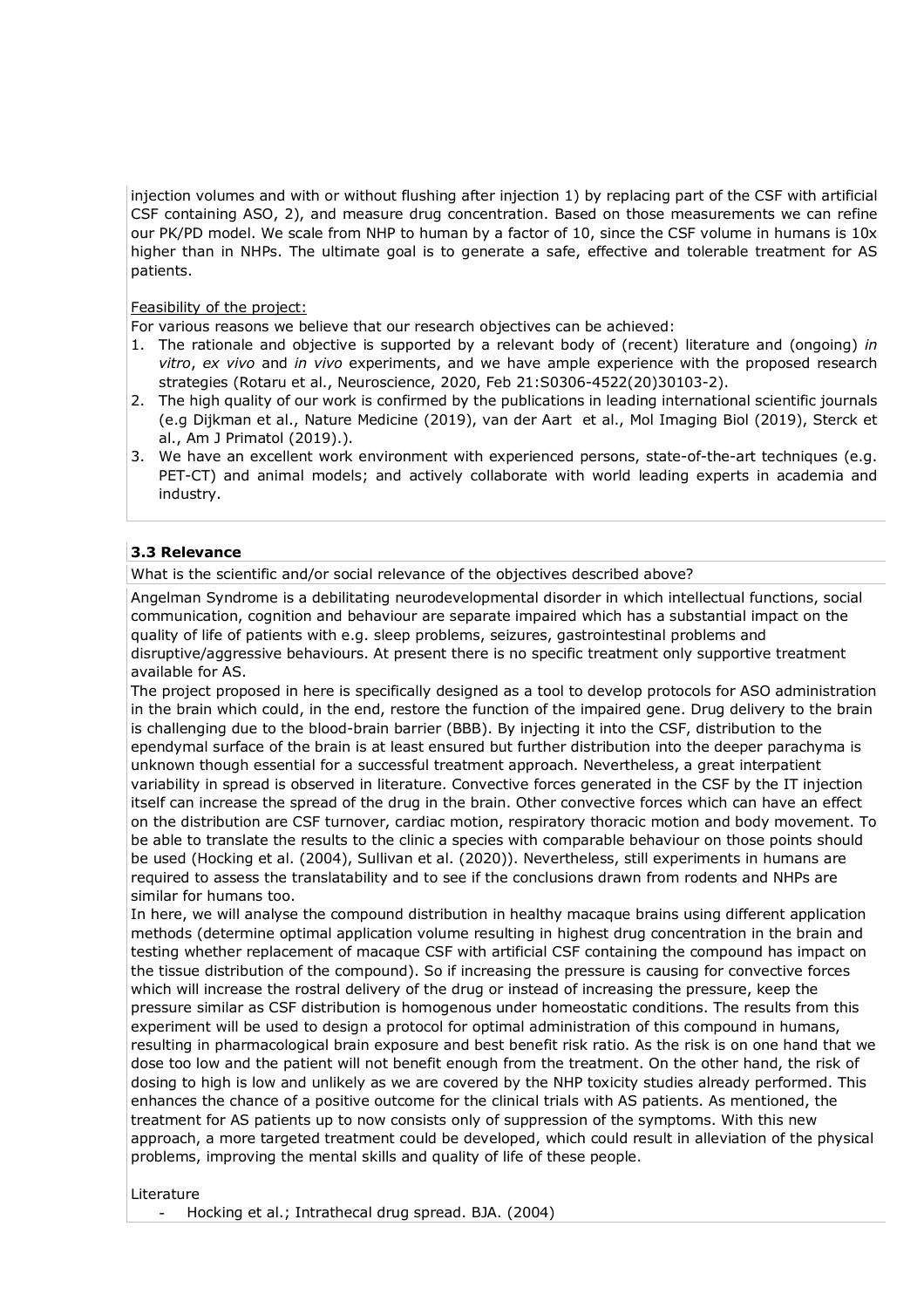injection volumes and with or without flushing after injection 1) by replacing part of the CSF with artificial CSF containing ASO, 2), and measure drug concentration. Based on those measurements we can refine our PK/PD model. We scale from NHP to human by a factor of 10, since the CSF volume in humans is 10x higher than in NHPs. The ultimate goal is to generate a safe, effective and tolerable treatment for AS patients.

Feasibility of the project:

For various reasons we believe that our research objectives can be achieved:

1. The rationale and objective is supported by a relevant body of (recent) literature and (ongoing) *in vitro*, *ex vivo* and *in vivo* experiments, and we have ample experience with the proposed research strategies (Rotaru et al., Neuroscience, 2020, Feb 21:S0306-4522(20)30103-2).
2. The high quality of our work is confirmed by the publications in leading international scientific journals (e.g Dijkman et al., Nature Medicine (2019), van der Aart et al., Mol Imaging Biol (2019), Sterck et al., Am J Primatol (2019).).
3. We have an excellent work environment with experienced persons, state-of-the-art techniques (e.g. PET-CT) and animal models; and actively collaborate with world leading experts in academia and industry.

### 3.3 Relevance

What is the scientific and/or social relevance of the objectives described above?

Angelman Syndrome is a debilitating neurodevelopmental disorder in which intellectual functions, social communication, cognition and behaviour are separate impaired which has a substantial impact on the quality of life of patients with e.g. sleep problems, seizures, gastrointestinal problems and disruptive/aggressive behaviours. At present there is no specific treatment only supportive treatment available for AS.

The project proposed in here is specifically designed as a tool to develop protocols for ASO administration in the brain which could, in the end, restore the function of the impaired gene. Drug delivery to the brain is challenging due to the blood-brain barrier (BBB). By injecting it into the CSF, distribution to the ependymal surface of the brain is at least ensured but further distribution into the deeper parachyma is unknown though essential for a successful treatment approach. Nevertheless, a great interpatient variability in spread is observed in literature. Convective forces generated in the CSF by the IT injection itself can increase the spread of the drug in the brain. Other convective forces which can have an effect on the distribution are CSF turnover, cardiac motion, respiratory thoracic motion and body movement. To be able to translate the results to the clinic a species with comparable behaviour on those points should be used (Hocking et al. (2004), Sullivan et al. (2020)). Nevertheless, still experiments in humans are required to assess the translatability and to see if the conclusions drawn from rodents and NHPs are similar for humans too.

In here, we will analyse the compound distribution in healthy macaque brains using different application methods (determine optimal application volume resulting in highest drug concentration in the brain and testing whether replacement of macaque CSF with artificial CSF containing the compound has impact on the tissue distribution of the compound). So if increasing the pressure is causing for convective forces which will increase the rostral delivery of the drug or instead of increasing the pressure, keep the pressure similar as CSF distribution is homogenous under homeostatic conditions. The results from this experiment will be used to design a protocol for optimal administration of this compound in humans, resulting in pharmacological brain exposure and best benefit risk ratio. As the risk is on one hand that we dose too low and the patient will not benefit enough from the treatment. On the other hand, the risk of dosing to high is low and unlikely as we are covered by the NHP toxicity studies already performed. This enhances the chance of a positive outcome for the clinical trials with AS patients. As mentioned, the treatment for AS patients up to now consists only of suppression of the symptoms. With this new approach, a more targeted treatment could be developed, which could result in alleviation of the physical problems, improving the mental skills and quality of life of these people.

Literature

- Hocking et al.; Intrathecal drug spread. BJA. (2004)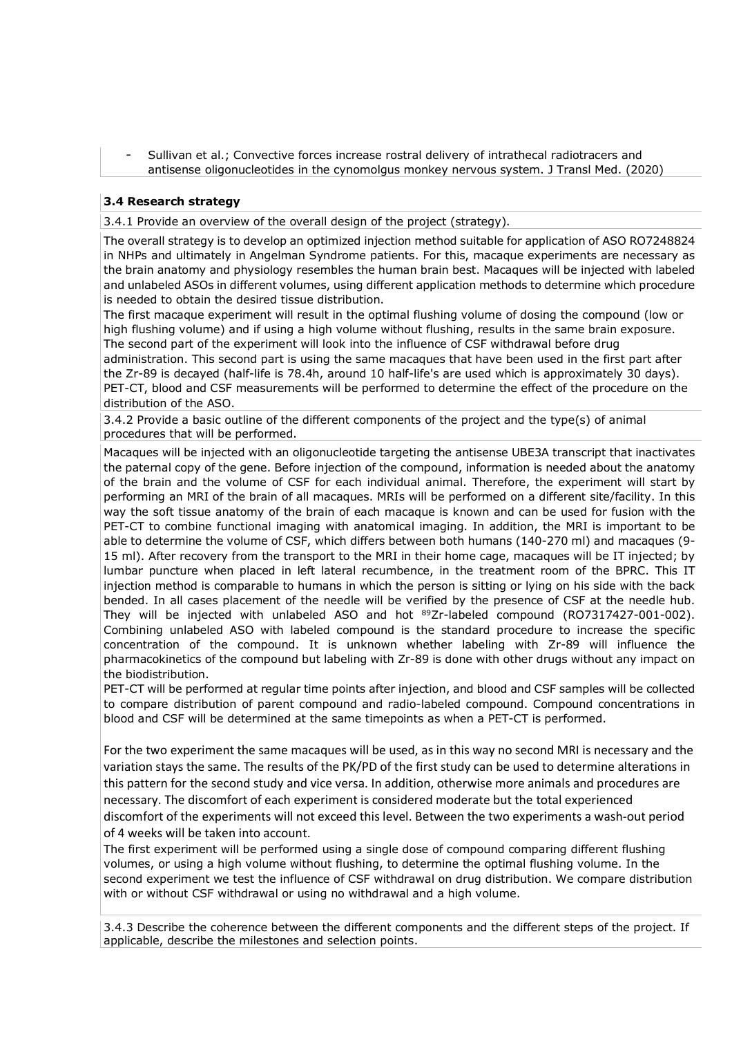- Sullivan et al.; Convective forces increase rostral delivery of intrathecal radiotracers and antisense oligonucleotides in the cynomolgus monkey nervous system. J Transl Med. (2020)

### 3.4 Research strategy

3.4.1 Provide an overview of the overall design of the project (strategy).

The overall strategy is to develop an optimized injection method suitable for application of ASO RO7248824 in NHPs and ultimately in Angelman Syndrome patients. For this, macaque experiments are necessary as the brain anatomy and physiology resembles the human brain best. Macaques will be injected with labeled and unlabeled ASOs in different volumes, using different application methods to determine which procedure is needed to obtain the desired tissue distribution.

The first macaque experiment will result in the optimal flushing volume of dosing the compound (low or high flushing volume) and if using a high volume without flushing, results in the same brain exposure. The second part of the experiment will look into the influence of CSF withdrawal before drug administration. This second part is using the same macaques that have been used in the first part after the Zr-89 is decayed (half-life is 78.4h, around 10 half-life's are used which is approximately 30 days). PET-CT, blood and CSF measurements will be performed to determine the effect of the procedure on the distribution of the ASO.

3.4.2 Provide a basic outline of the different components of the project and the type(s) of animal procedures that will be performed.

Macaques will be injected with an oligonucleotide targeting the antisense UBE3A transcript that inactivates the paternal copy of the gene. Before injection of the compound, information is needed about the anatomy of the brain and the volume of CSF for each individual animal. Therefore, the experiment will start by performing an MRI of the brain of all macaques. MRIs will be performed on a different site/facility. In this way the soft tissue anatomy of the brain of each macaque is known and can be used for fusion with the PET-CT to combine functional imaging with anatomical imaging. In addition, the MRI is important to be able to determine the volume of CSF, which differs between both humans (140-270 ml) and macaques (9-15 ml). After recovery from the transport to the MRI in their home cage, macaques will be IT injected; by lumbar puncture when placed in left lateral recumbence, in the treatment room of the BPRC. This IT injection method is comparable to humans in which the person is sitting or lying on his side with the back bended. In all cases placement of the needle will be verified by the presence of CSF at the needle hub. They will be injected with unlabeled ASO and hot $^{89}$Zr-labeled compound (RO7317427-001-002). Combining unlabeled ASO with labeled compound is the standard procedure to increase the specific concentration of the compound. It is unknown whether labeling with Zr-89 will influence the pharmacokinetics of the compound but labeling with Zr-89 is done with other drugs without any impact on the biodistribution.

PET-CT will be performed at regular time points after injection, and blood and CSF samples will be collected to compare distribution of parent compound and radio-labeled compound. Compound concentrations in blood and CSF will be determined at the same timepoints as when a PET-CT is performed.

For the two experiment the same macaques will be used, as in this way no second MRI is necessary and the variation stays the same. The results of the PK/PD of the first study can be used to determine alterations in this pattern for the second study and vice versa. In addition, otherwise more animals and procedures are necessary. The discomfort of each experiment is considered moderate but the total experienced discomfort of the experiments will not exceed this level. Between the two experiments a wash-out period of 4 weeks will be taken into account.

The first experiment will be performed using a single dose of compound comparing different flushing volumes, or using a high volume without flushing, to determine the optimal flushing volume. In the second experiment we test the influence of CSF withdrawal on drug distribution. We compare distribution with or without CSF withdrawal or using no withdrawal and a high volume.

3.4.3 Describe the coherence between the different components and the different steps of the project. If applicable, describe the milestones and selection points.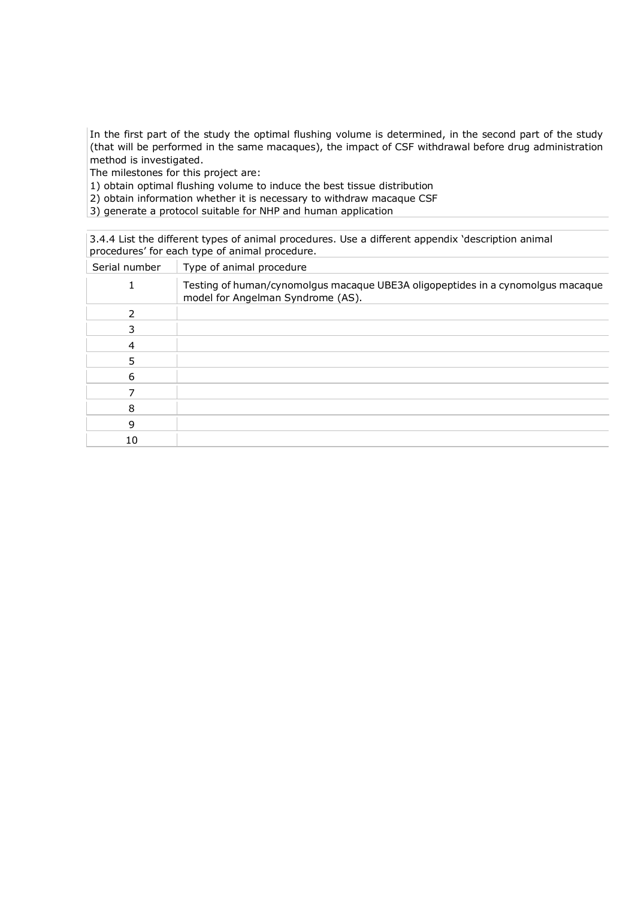In the first part of the study the optimal flushing volume is determined, in the second part of the study (that will be performed in the same macaques), the impact of CSF withdrawal before drug administration method is investigated.
The milestones for this project are:
1) obtain optimal flushing volume to induce the best tissue distribution
2) obtain information whether it is necessary to withdraw macaque CSF
3) generate a protocol suitable for NHP and human application

3.4.4 List the different types of animal procedures. Use a different appendix 'description animal procedures' for each type of animal procedure.

| Serial number | Type of animal procedure |
|---|---|
| 1 | Testing of human/cynomolgus macaque UBE3A oligopeptides in a cynomolgus macaque model for Angelman Syndrome (AS). |
| 2 | |
| 3 | |
| 4 | |
| 5 | |
| 6 | |
| 7 | |
| 8 | |
| 9 | |
| 10 | |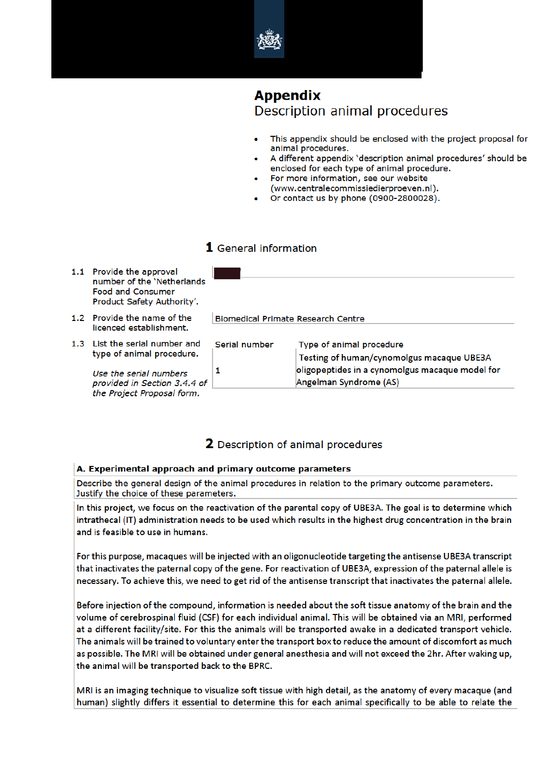# Appendix

## Description animal procedures

- This appendix should be enclosed with the project proposal for animal procedures.
- A different appendix 'description animal procedures' should be enclosed for each type of animal procedure.
- For more information, see our website (www.centralecommissiedierproeven.nl).
- Or contact us by phone (0900-2800028).

## 1 General information

1.1 Provide the approval number of the 'Netherlands Food and Consumer Product Safety Authority'.

1.2 Provide the name of the licenced establishment.

Biomedical Primate Research Centre

1.3 List the serial number and type of animal procedure.

*Use the serial numbers provided in Section 3.4.4 of the Project Proposal form.*

| Serial number | Type of animal procedure |
|---|---|
| 1 | Testing of human/cynomolgus macaque UBE3A oligopeptides in a cynomolgus macaque model for Angelman Syndrome (AS) |

## 2 Description of animal procedures

**A. Experimental approach and primary outcome parameters**

Describe the general design of the animal procedures in relation to the primary outcome parameters. Justify the choice of these parameters.

In this project, we focus on the reactivation of the parental copy of UBE3A. The goal is to determine which intrathecal (IT) administration needs to be used which results in the highest drug concentration in the brain and is feasible to use in humans.

For this purpose, macaques will be injected with an oligonucleotide targeting the antisense UBE3A transcript that inactivates the paternal copy of the gene. For reactivation of UBE3A, expression of the paternal allele is necessary. To achieve this, we need to get rid of the antisense transcript that inactivates the paternal allele.

Before injection of the compound, information is needed about the soft tissue anatomy of the brain and the volume of cerebrospinal fluid (CSF) for each individual animal. This will be obtained via an MRI, performed at a different facility/site. For this the animals will be transported awake in a dedicated transport vehicle. The animals will be trained to voluntary enter the transport box to reduce the amount of discomfort as much as possible. The MRI will be obtained under general anesthesia and will not exceed the 2hr. After waking up, the animal will be transported back to the BPRC.

MRI is an imaging technique to visualize soft tissue with high detail, as the anatomy of every macaque (and human) slightly differs it essential to determine this for each animal specifically to be able to relate the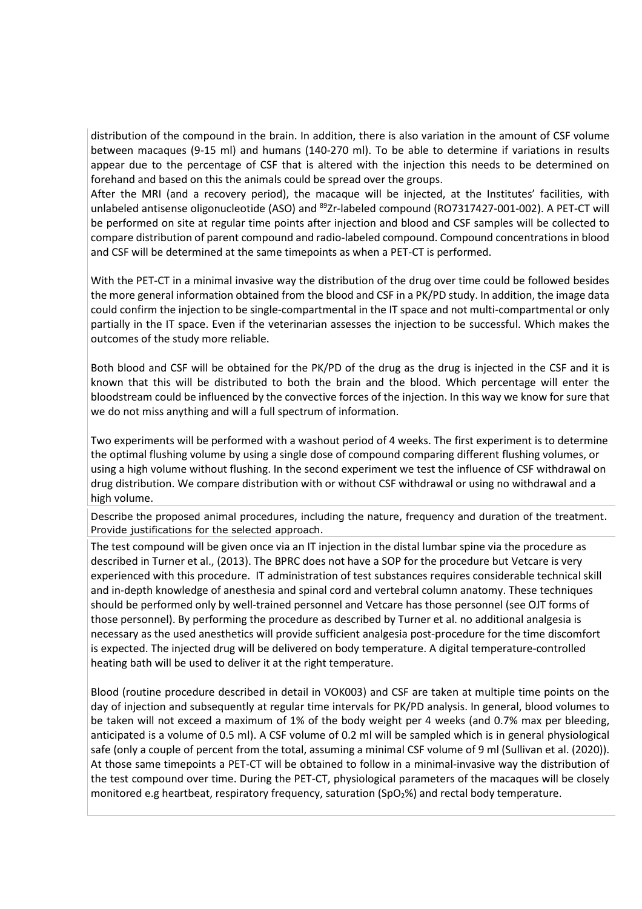distribution of the compound in the brain. In addition, there is also variation in the amount of CSF volume between macaques (9-15 ml) and humans (140-270 ml). To be able to determine if variations in results appear due to the percentage of CSF that is altered with the injection this needs to be determined on forehand and based on this the animals could be spread over the groups.
After the MRI (and a recovery period), the macaque will be injected, at the Institutes' facilities, with unlabeled antisense oligonucleotide (ASO) and $^{89}$Zr-labeled compound (RO7317427-001-002). A PET-CT will be performed on site at regular time points after injection and blood and CSF samples will be collected to compare distribution of parent compound and radio-labeled compound. Compound concentrations in blood and CSF will be determined at the same timepoints as when a PET-CT is performed.

With the PET-CT in a minimal invasive way the distribution of the drug over time could be followed besides the more general information obtained from the blood and CSF in a PK/PD study. In addition, the image data could confirm the injection to be single-compartmental in the IT space and not multi-compartmental or only partially in the IT space. Even if the veterinarian assesses the injection to be successful. Which makes the outcomes of the study more reliable.

Both blood and CSF will be obtained for the PK/PD of the drug as the drug is injected in the CSF and it is known that this will be distributed to both the brain and the blood. Which percentage will enter the bloodstream could be influenced by the convective forces of the injection. In this way we know for sure that we do not miss anything and will a full spectrum of information.

Two experiments will be performed with a washout period of 4 weeks. The first experiment is to determine the optimal flushing volume by using a single dose of compound comparing different flushing volumes, or using a high volume without flushing. In the second experiment we test the influence of CSF withdrawal on drug distribution. We compare distribution with or without CSF withdrawal or using no withdrawal and a high volume.

Describe the proposed animal procedures, including the nature, frequency and duration of the treatment. Provide justifications for the selected approach.

The test compound will be given once via an IT injection in the distal lumbar spine via the procedure as described in Turner et al., (2013). The BPRC does not have a SOP for the procedure but Vetcare is very experienced with this procedure. IT administration of test substances requires considerable technical skill and in-depth knowledge of anesthesia and spinal cord and vertebral column anatomy. These techniques should be performed only by well-trained personnel and Vetcare has those personnel (see OJT forms of those personnel). By performing the procedure as described by Turner et al. no additional analgesia is necessary as the used anesthetics will provide sufficient analgesia post-procedure for the time discomfort is expected. The injected drug will be delivered on body temperature. A digital temperature-controlled heating bath will be used to deliver it at the right temperature.

Blood (routine procedure described in detail in VOK003) and CSF are taken at multiple time points on the day of injection and subsequently at regular time intervals for PK/PD analysis. In general, blood volumes to be taken will not exceed a maximum of 1% of the body weight per 4 weeks (and 0.7% max per bleeding, anticipated is a volume of 0.5 ml). A CSF volume of 0.2 ml will be sampled which is in general physiological safe (only a couple of percent from the total, assuming a minimal CSF volume of 9 ml (Sullivan et al. (2020)). At those same timepoints a PET-CT will be obtained to follow in a minimal-invasive way the distribution of the test compound over time. During the PET-CT, physiological parameters of the macaques will be closely monitored e.g heartbeat, respiratory frequency, saturation ($SpO_2$%) and rectal body temperature.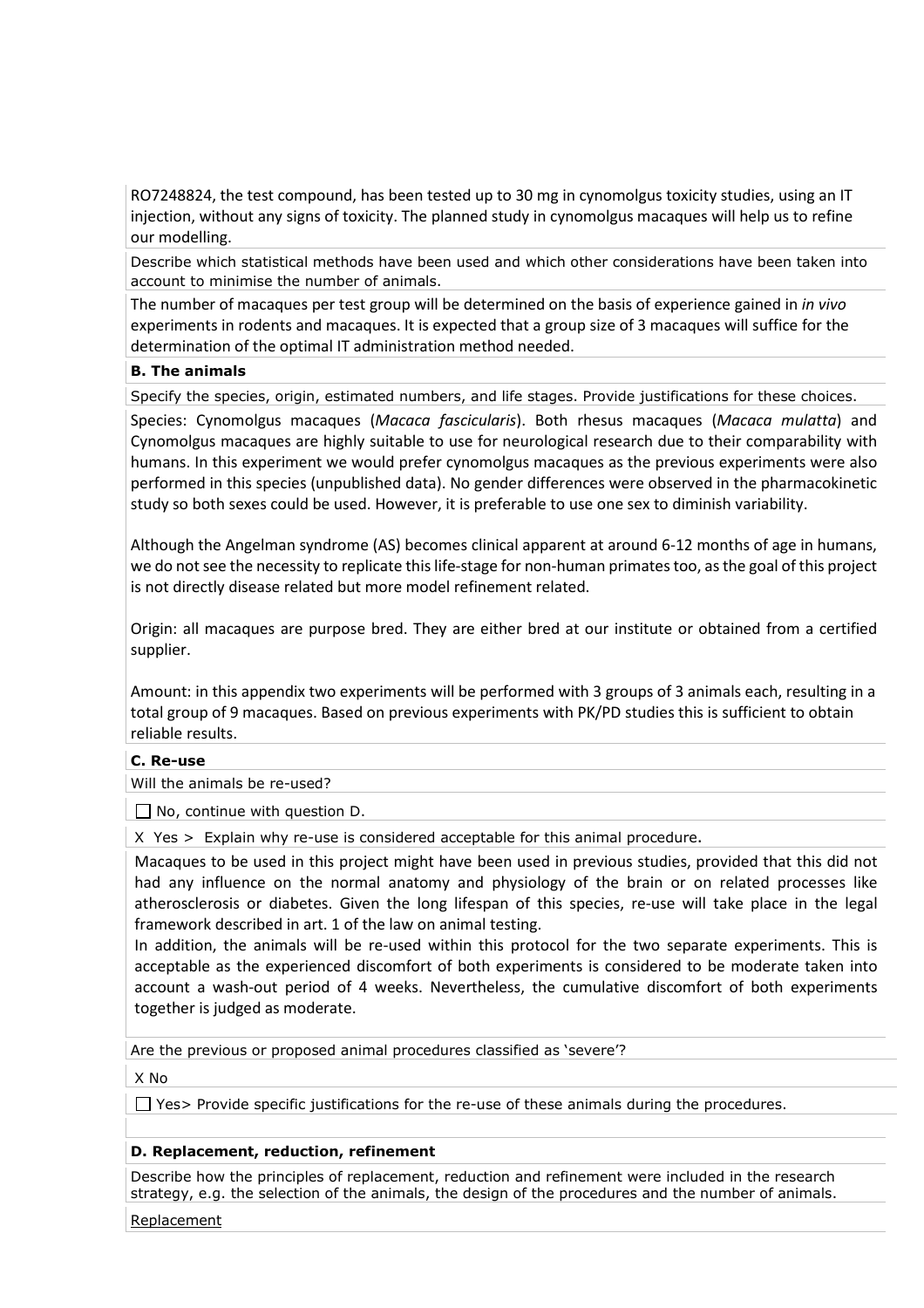RO7248824, the test compound, has been tested up to 30 mg in cynomolgus toxicity studies, using an IT injection, without any signs of toxicity. The planned study in cynomolgus macaques will help us to refine our modelling.

Describe which statistical methods have been used and which other considerations have been taken into account to minimise the number of animals.

The number of macaques per test group will be determined on the basis of experience gained in *in vivo* experiments in rodents and macaques. It is expected that a group size of 3 macaques will suffice for the determination of the optimal IT administration method needed.

**B. The animals**

Specify the species, origin, estimated numbers, and life stages. Provide justifications for these choices.

Species: Cynomolgus macaques (*Macaca fascicularis*). Both rhesus macaques (*Macaca mulatta*) and Cynomolgus macaques are highly suitable to use for neurological research due to their comparability with humans. In this experiment we would prefer cynomolgus macaques as the previous experiments were also performed in this species (unpublished data). No gender differences were observed in the pharmacokinetic study so both sexes could be used. However, it is preferable to use one sex to diminish variability.

Although the Angelman syndrome (AS) becomes clinical apparent at around 6-12 months of age in humans, we do not see the necessity to replicate this life-stage for non-human primates too, as the goal of this project is not directly disease related but more model refinement related.

Origin: all macaques are purpose bred. They are either bred at our institute or obtained from a certified supplier.

Amount: in this appendix two experiments will be performed with 3 groups of 3 animals each, resulting in a total group of 9 macaques. Based on previous experiments with PK/PD studies this is sufficient to obtain reliable results.

**C. Re-use**

Will the animals be re-used?

☐ No, continue with question D.

X Yes > Explain why re-use is considered acceptable for this animal procedure.

Macaques to be used in this project might have been used in previous studies, provided that this did not had any influence on the normal anatomy and physiology of the brain or on related processes like atherosclerosis or diabetes. Given the long lifespan of this species, re-use will take place in the legal framework described in art. 1 of the law on animal testing.
In addition, the animals will be re-used within this protocol for the two separate experiments. This is acceptable as the experienced discomfort of both experiments is considered to be moderate taken into account a wash-out period of 4 weeks. Nevertheless, the cumulative discomfort of both experiments together is judged as moderate.

Are the previous or proposed animal procedures classified as 'severe'?

X No

☐ Yes> Provide specific justifications for the re-use of these animals during the procedures.

**D. Replacement, reduction, refinement**

Describe how the principles of replacement, reduction and refinement were included in the research strategy, e.g. the selection of the animals, the design of the procedures and the number of animals.

Replacement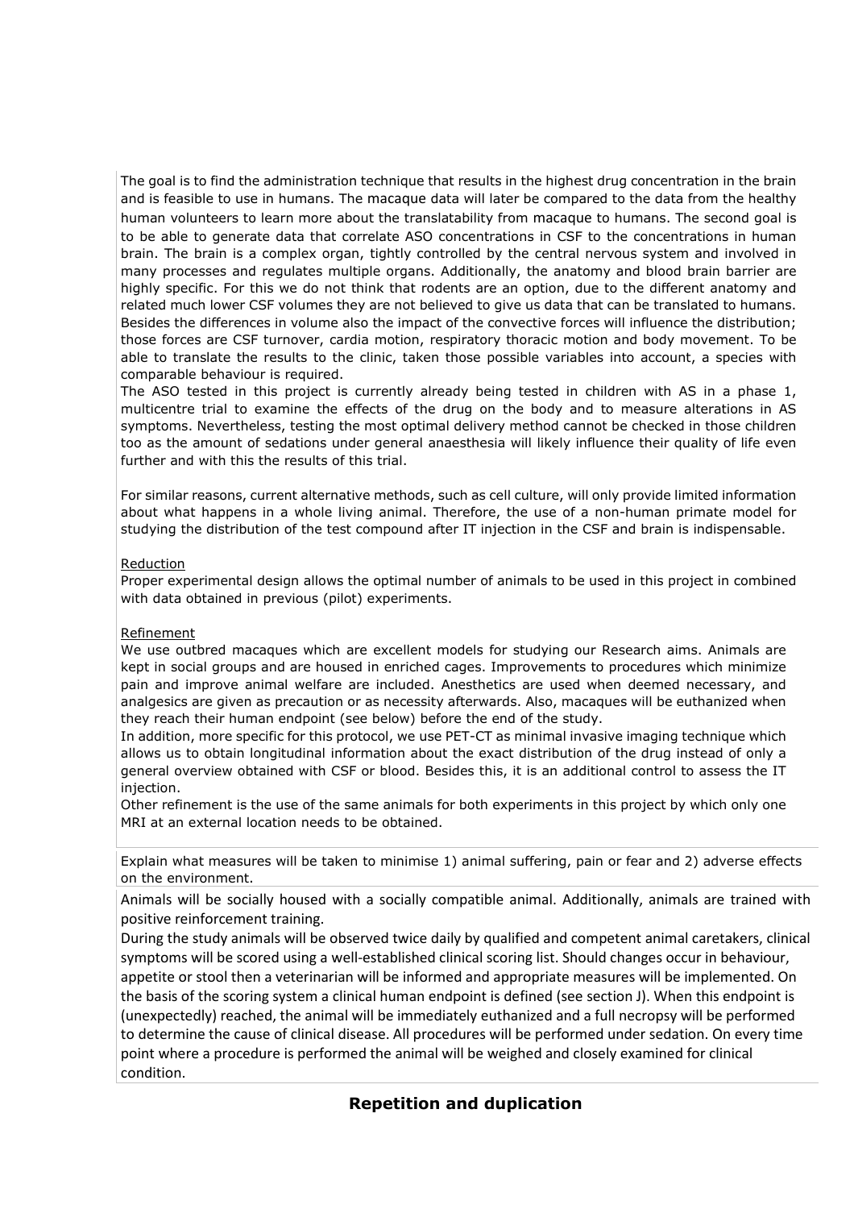The goal is to find the administration technique that results in the highest drug concentration in the brain and is feasible to use in humans. The macaque data will later be compared to the data from the healthy human volunteers to learn more about the translatability from macaque to humans. The second goal is to be able to generate data that correlate ASO concentrations in CSF to the concentrations in human brain. The brain is a complex organ, tightly controlled by the central nervous system and involved in many processes and regulates multiple organs. Additionally, the anatomy and blood brain barrier are highly specific. For this we do not think that rodents are an option, due to the different anatomy and related much lower CSF volumes they are not believed to give us data that can be translated to humans. Besides the differences in volume also the impact of the convective forces will influence the distribution; those forces are CSF turnover, cardia motion, respiratory thoracic motion and body movement. To be able to translate the results to the clinic, taken those possible variables into account, a species with comparable behaviour is required.

The ASO tested in this project is currently already being tested in children with AS in a phase 1, multicentre trial to examine the effects of the drug on the body and to measure alterations in AS symptoms. Nevertheless, testing the most optimal delivery method cannot be checked in those children too as the amount of sedations under general anaesthesia will likely influence their quality of life even further and with this the results of this trial.

For similar reasons, current alternative methods, such as cell culture, will only provide limited information about what happens in a whole living animal. Therefore, the use of a non-human primate model for studying the distribution of the test compound after IT injection in the CSF and brain is indispensable.

Reduction

Proper experimental design allows the optimal number of animals to be used in this project in combined with data obtained in previous (pilot) experiments.

Refinement

We use outbred macaques which are excellent models for studying our Research aims. Animals are kept in social groups and are housed in enriched cages. Improvements to procedures which minimize pain and improve animal welfare are included. Anesthetics are used when deemed necessary, and analgesics are given as precaution or as necessity afterwards. Also, macaques will be euthanized when they reach their human endpoint (see below) before the end of the study.

In addition, more specific for this protocol, we use PET-CT as minimal invasive imaging technique which allows us to obtain longitudinal information about the exact distribution of the drug instead of only a general overview obtained with CSF or blood. Besides this, it is an additional control to assess the IT injection.

Other refinement is the use of the same animals for both experiments in this project by which only one MRI at an external location needs to be obtained.

Explain what measures will be taken to minimise 1) animal suffering, pain or fear and 2) adverse effects on the environment.

Animals will be socially housed with a socially compatible animal. Additionally, animals are trained with positive reinforcement training.

During the study animals will be observed twice daily by qualified and competent animal caretakers, clinical symptoms will be scored using a well-established clinical scoring list. Should changes occur in behaviour, appetite or stool then a veterinarian will be informed and appropriate measures will be implemented. On the basis of the scoring system a clinical human endpoint is defined (see section J). When this endpoint is (unexpectedly) reached, the animal will be immediately euthanized and a full necropsy will be performed to determine the cause of clinical disease. All procedures will be performed under sedation. On every time point where a procedure is performed the animal will be weighed and closely examined for clinical condition.

## Repetition and duplication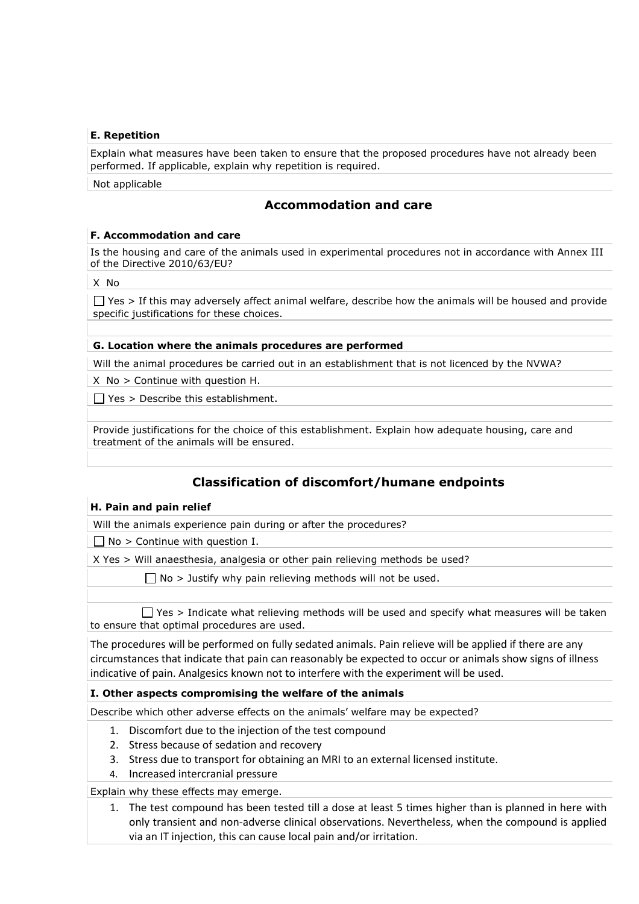**E. Repetition**

Explain what measures have been taken to ensure that the proposed procedures have not already been performed. If applicable, explain why repetition is required.

Not applicable

## Accommodation and care

**F. Accommodation and care**

Is the housing and care of the animals used in experimental procedures not in accordance with Annex III of the Directive 2010/63/EU?

X No

☐ Yes > If this may adversely affect animal welfare, describe how the animals will be housed and provide specific justifications for these choices.

**G. Location where the animals procedures are performed**

Will the animal procedures be carried out in an establishment that is not licenced by the NVWA?

X No > Continue with question H.

☐ Yes > Describe this establishment.

Provide justifications for the choice of this establishment. Explain how adequate housing, care and treatment of the animals will be ensured.

## Classification of discomfort/humane endpoints

**H. Pain and pain relief**

Will the animals experience pain during or after the procedures?

☐ No > Continue with question I.

X Yes > Will anaesthesia, analgesia or other pain relieving methods be used?

☐ No > Justify why pain relieving methods will not be used.

☐ Yes > Indicate what relieving methods will be used and specify what measures will be taken to ensure that optimal procedures are used.

The procedures will be performed on fully sedated animals. Pain relieve will be applied if there are any circumstances that indicate that pain can reasonably be expected to occur or animals show signs of illness indicative of pain. Analgesics known not to interfere with the experiment will be used.

**I. Other aspects compromising the welfare of the animals**

Describe which other adverse effects on the animals' welfare may be expected?

1. Discomfort due to the injection of the test compound
2. Stress because of sedation and recovery
3. Stress due to transport for obtaining an MRI to an external licensed institute.
4. Increased intercranial pressure

Explain why these effects may emerge.

1. The test compound has been tested till a dose at least 5 times higher than is planned in here with only transient and non-adverse clinical observations. Nevertheless, when the compound is applied via an IT injection, this can cause local pain and/or irritation.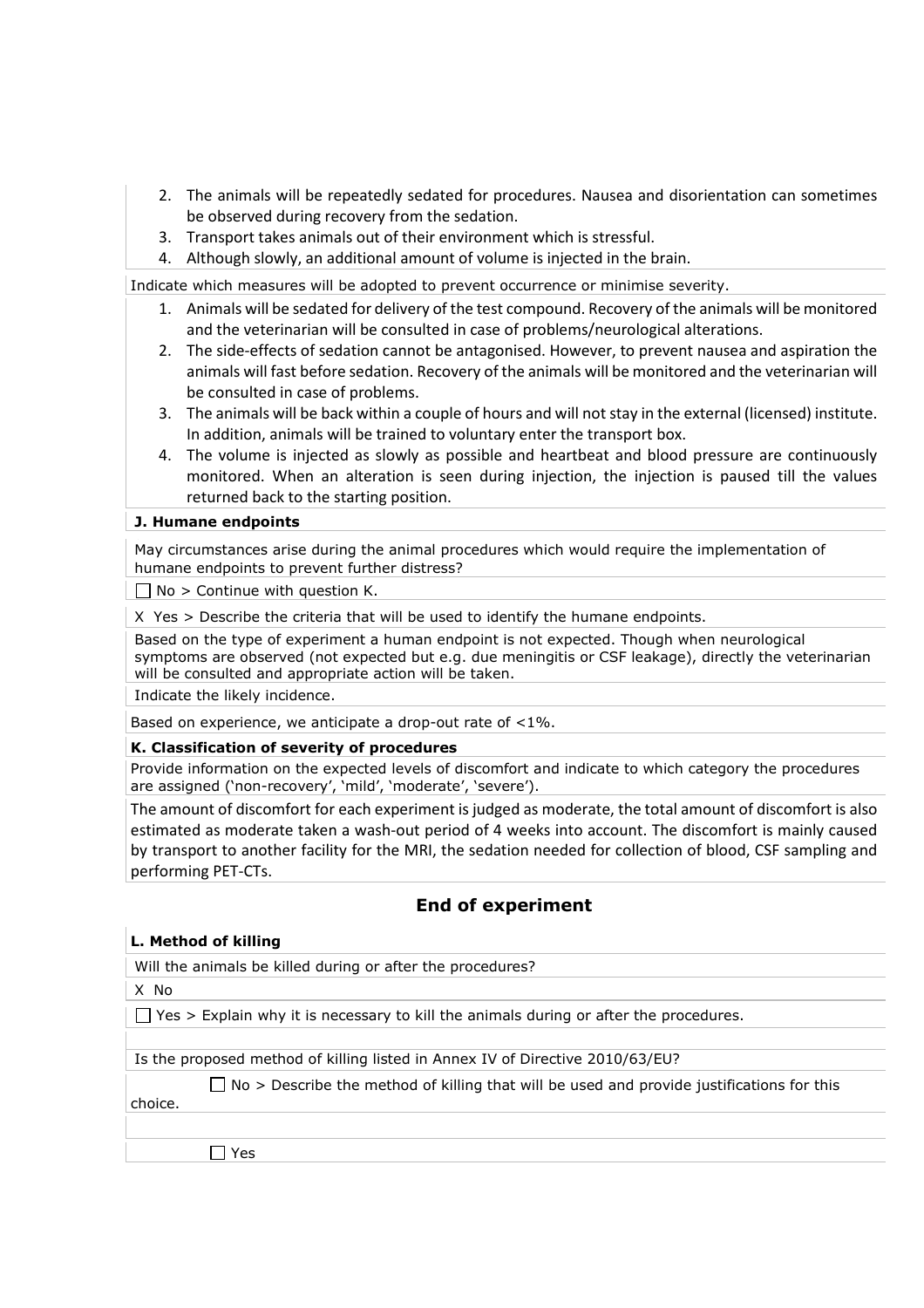2. The animals will be repeatedly sedated for procedures. Nausea and disorientation can sometimes be observed during recovery from the sedation.
3. Transport takes animals out of their environment which is stressful.
4. Although slowly, an additional amount of volume is injected in the brain.

Indicate which measures will be adopted to prevent occurrence or minimise severity.

1. Animals will be sedated for delivery of the test compound. Recovery of the animals will be monitored and the veterinarian will be consulted in case of problems/neurological alterations.
2. The side-effects of sedation cannot be antagonised. However, to prevent nausea and aspiration the animals will fast before sedation. Recovery of the animals will be monitored and the veterinarian will be consulted in case of problems.
3. The animals will be back within a couple of hours and will not stay in the external (licensed) institute. In addition, animals will be trained to voluntary enter the transport box.
4. The volume is injected as slowly as possible and heartbeat and blood pressure are continuously monitored. When an alteration is seen during injection, the injection is paused till the values returned back to the starting position.

**J. Humane endpoints**

May circumstances arise during the animal procedures which would require the implementation of humane endpoints to prevent further distress?

☐ No > Continue with question K.

X Yes > Describe the criteria that will be used to identify the humane endpoints.

Based on the type of experiment a human endpoint is not expected. Though when neurological symptoms are observed (not expected but e.g. due meningitis or CSF leakage), directly the veterinarian will be consulted and appropriate action will be taken.

Indicate the likely incidence.

Based on experience, we anticipate a drop-out rate of <1%.

**K. Classification of severity of procedures**

Provide information on the expected levels of discomfort and indicate to which category the procedures are assigned ('non-recovery', 'mild', 'moderate', 'severe').

The amount of discomfort for each experiment is judged as moderate, the total amount of discomfort is also estimated as moderate taken a wash-out period of 4 weeks into account. The discomfort is mainly caused by transport to another facility for the MRI, the sedation needed for collection of blood, CSF sampling and performing PET-CTs.

## End of experiment

**L. Method of killing**

Will the animals be killed during or after the procedures?

X No

☐ Yes > Explain why it is necessary to kill the animals during or after the procedures.

Is the proposed method of killing listed in Annex IV of Directive 2010/63/EU?

☐ No > Describe the method of killing that will be used and provide justifications for this choice.

☐ Yes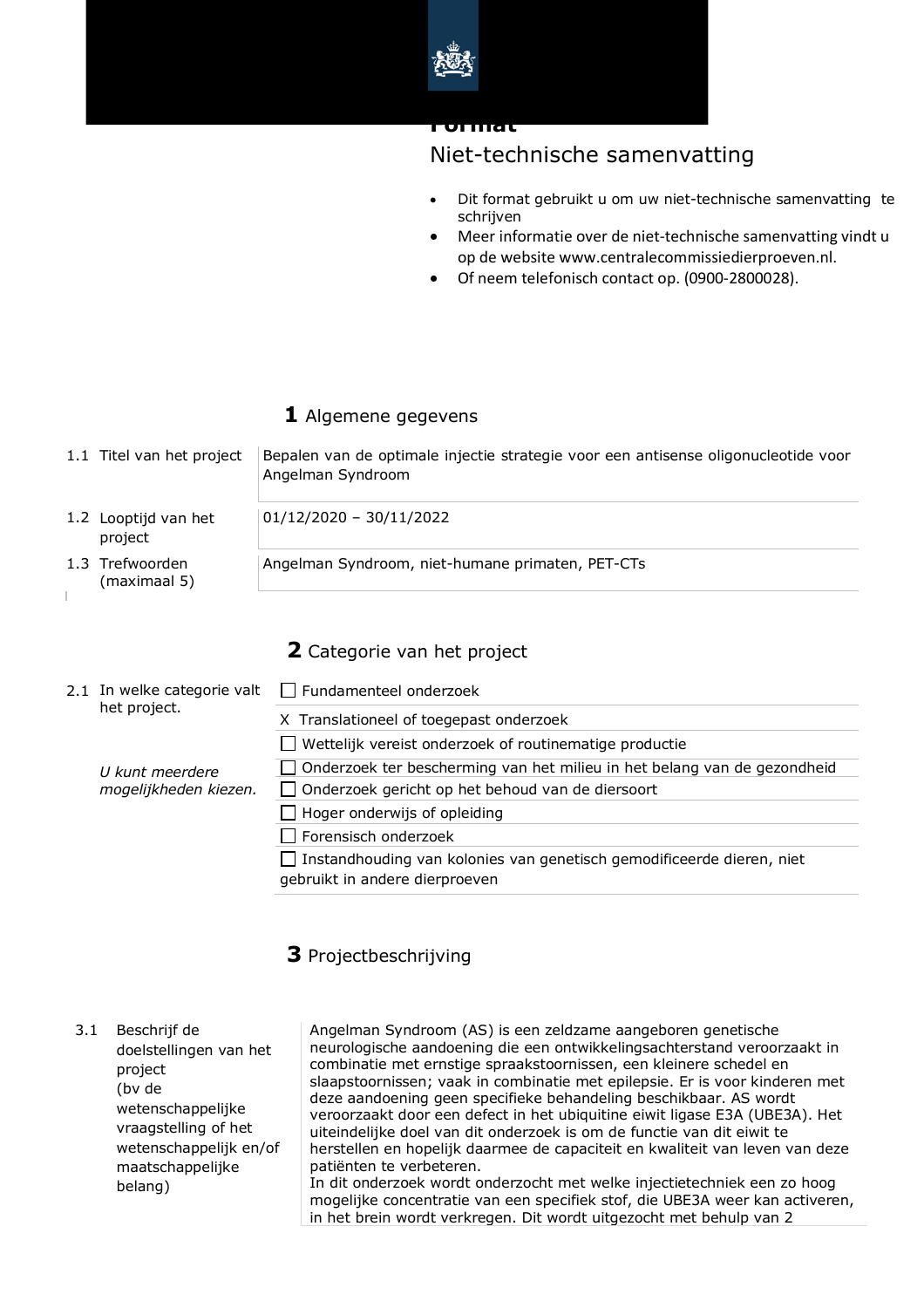# Format

## Niet-technische samenvatting

- Dit format gebruikt u om uw niet-technische samenvatting te schrijven
- Meer informatie over de niet-technische samenvatting vindt u op de website www.centralecommissiedierproeven.nl.
- Of neem telefonisch contact op. (0900-2800028).

## 1 Algemene gegevens

| | |
|---|---|
| 1.1 Titel van het project | Bepalen van de optimale injectie strategie voor een antisense oligonucleotide voor Angelman Syndroom |
| 1.2 Looptijd van het project | 01/12/2020 – 30/11/2022 |
| 1.3 Trefwoorden (maximaal 5) | Angelman Syndroom, niet-humane primaten, PET-CTs |

## 2 Categorie van het project

| | |
|---|---|
| 2.1 In welke categorie valt het project. | ☐ Fundamenteel onderzoek |
| | X Translationeel of toegepast onderzoek |
| *U kunt meerdere mogelijkheden kiezen.* | ☐ Wettelijk vereist onderzoek of routinematige productie |
| | ☐ Onderzoek ter bescherming van het milieu in het belang van de gezondheid |
| | ☐ Onderzoek gericht op het behoud van de diersoort |
| | ☐ Hoger onderwijs of opleiding |
| | ☐ Forensisch onderzoek |
| | ☐ Instandhouding van kolonies van genetisch gemodificeerde dieren, niet gebruikt in andere dierproeven |

## 3 Projectbeschrijving

| | |
|---|---|
| 3.1 Beschrijf de doelstellingen van het project (bv de wetenschappelijke vraagstelling of het wetenschappelijk en/of maatschappelijke belang) | Angelman Syndroom (AS) is een zeldzame aangeboren genetische neurologische aandoening die een ontwikkelingsachterstand veroorzaakt in combinatie met ernstige spraakstoornissen, een kleinere schedel en slaapstoornissen; vaak in combinatie met epilepsie. Er is voor kinderen met deze aandoening geen specifieke behandeling beschikbaar. AS wordt veroorzaakt door een defect in het ubiquitine eiwit ligase E3A (UBE3A). Het uiteindelijke doel van dit onderzoek is om de functie van dit eiwit te herstellen en hopelijk daarmee de capaciteit en kwaliteit van leven van deze patiënten te verbeteren.<br>In dit onderzoek wordt onderzocht met welke injectietechniek een zo hoog mogelijke concentratie van een specifiek stof, die UBE3A weer kan activeren, in het brein wordt verkregen. Dit wordt uitgezocht met behulp van 2 |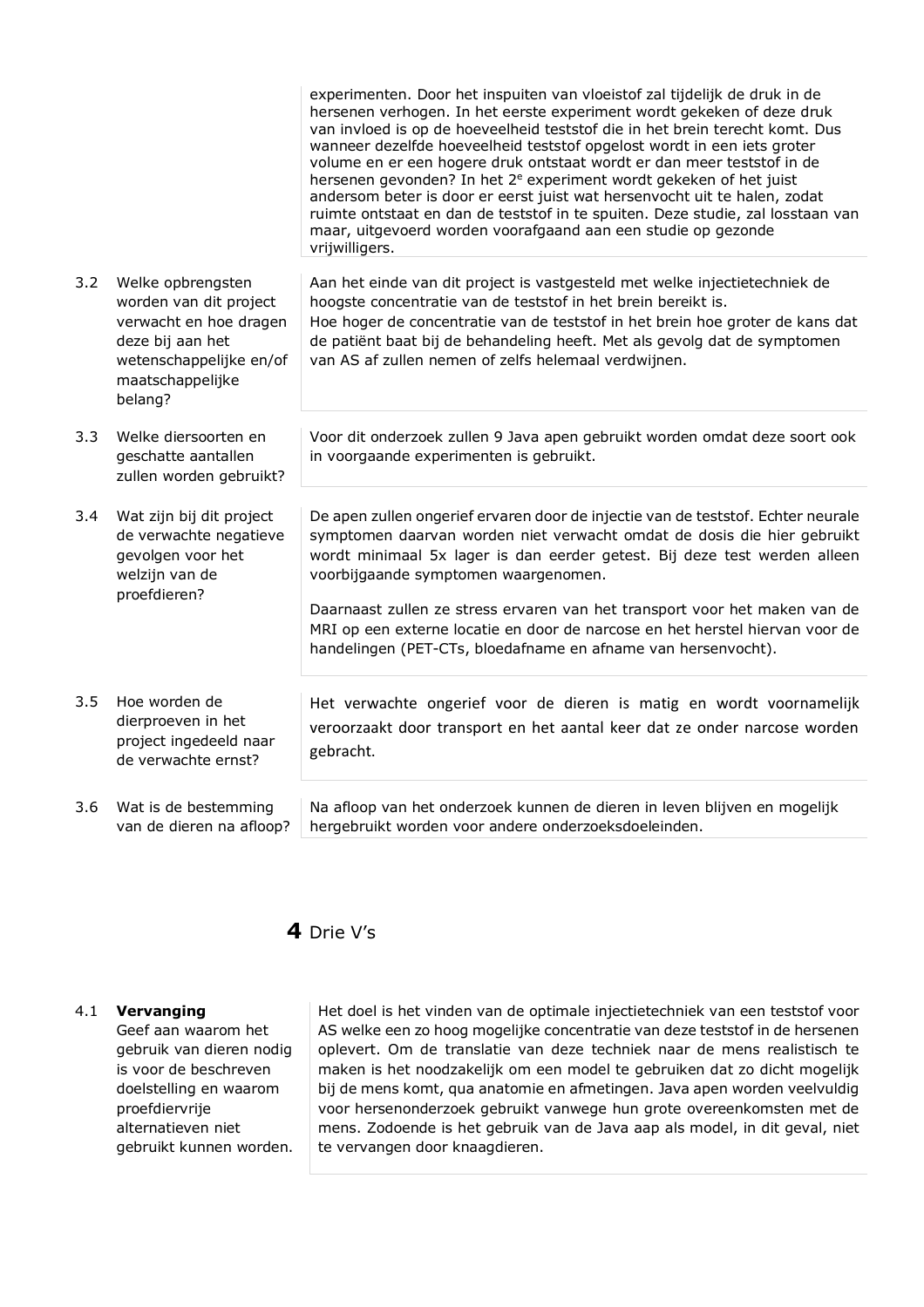|  |  | experimenten. Door het inspuiten van vloeistof zal tijdelijk de druk in de hersenen verhogen. In het eerste experiment wordt gekeken of deze druk van invloed is op de hoeveelheid teststof die in het brein terecht komt. Dus wanneer dezelfde hoeveelheid teststof opgelost wordt in een iets groter volume en er een hogere druk ontstaat wordt er dan meer teststof in de hersenen gevonden? In het 2[e] experiment wordt gekeken of het juist andersom beter is door er eerst juist wat hersenvocht uit te halen, zodat ruimte ontstaat en dan de teststof in te spuiten. Deze studie, zal losstaan van maar, uitgevoerd worden voorafgaand aan een studie op gezonde vrijwilligers. |
|---|---|---|
| 3.2 | Welke opbrengsten worden van dit project verwacht en hoe dragen deze bij aan het wetenschappelijke en/of maatschappelijke belang? | Aan het einde van dit project is vastgesteld met welke injectietechniek de hoogste concentratie van de teststof in het brein bereikt is.<br>Hoe hoger de concentratie van de teststof in het brein hoe groter de kans dat de patiënt baat bij de behandeling heeft. Met als gevolg dat de symptomen van AS af zullen nemen of zelfs helemaal verdwijnen. |
| 3.3 | Welke diersoorten en geschatte aantallen zullen worden gebruikt? | Voor dit onderzoek zullen 9 Java apen gebruikt worden omdat deze soort ook in voorgaande experimenten is gebruikt. |
| 3.4 | Wat zijn bij dit project de verwachte negatieve gevolgen voor het welzijn van de proefdieren? | De apen zullen ongerief ervaren door de injectie van de teststof. Echter neurale symptomen daarvan worden niet verwacht omdat de dosis die hier gebruikt wordt minimaal 5x lager is dan eerder getest. Bij deze test werden alleen voorbijgaande symptomen waargenomen.<br><br>Daarnaast zullen ze stress ervaren van het transport voor het maken van de MRI op een externe locatie en door de narcose en het herstel hiervan voor de handelingen (PET-CTs, bloedafname en afname van hersenvocht). |
| 3.5 | Hoe worden de dierproeven in het project ingedeeld naar de verwachte ernst? | Het verwachte ongerief voor de dieren is matig en wordt voornamelijk veroorzaakt door transport en het aantal keer dat ze onder narcose worden gebracht. |
| 3.6 | Wat is de bestemming van de dieren na afloop? | Na afloop van het onderzoek kunnen de dieren in leven blijven en mogelijk hergebruikt worden voor andere onderzoeksdoeleinden. |

# 4 Drie V's

| 4.1 | **Vervanging**<br>Geef aan waarom het gebruik van dieren nodig is voor de beschreven doelstelling en waarom proefdiervrije alternatieven niet gebruikt kunnen worden. | Het doel is het vinden van de optimale injectietechniek van een teststof voor AS welke een zo hoog mogelijke concentratie van deze teststof in de hersenen oplevert. Om de translatie van deze techniek naar de mens realistisch te maken is het noodzakelijk om een model te gebruiken dat zo dicht mogelijk bij de mens komt, qua anatomie en afmetingen. Java apen worden veelvuldig voor hersenonderzoek gebruikt vanwege hun grote overeenkomsten met de mens. Zodoende is het gebruik van de Java aap als model, in dit geval, niet te vervangen door knaagdieren. |
|---|---|---|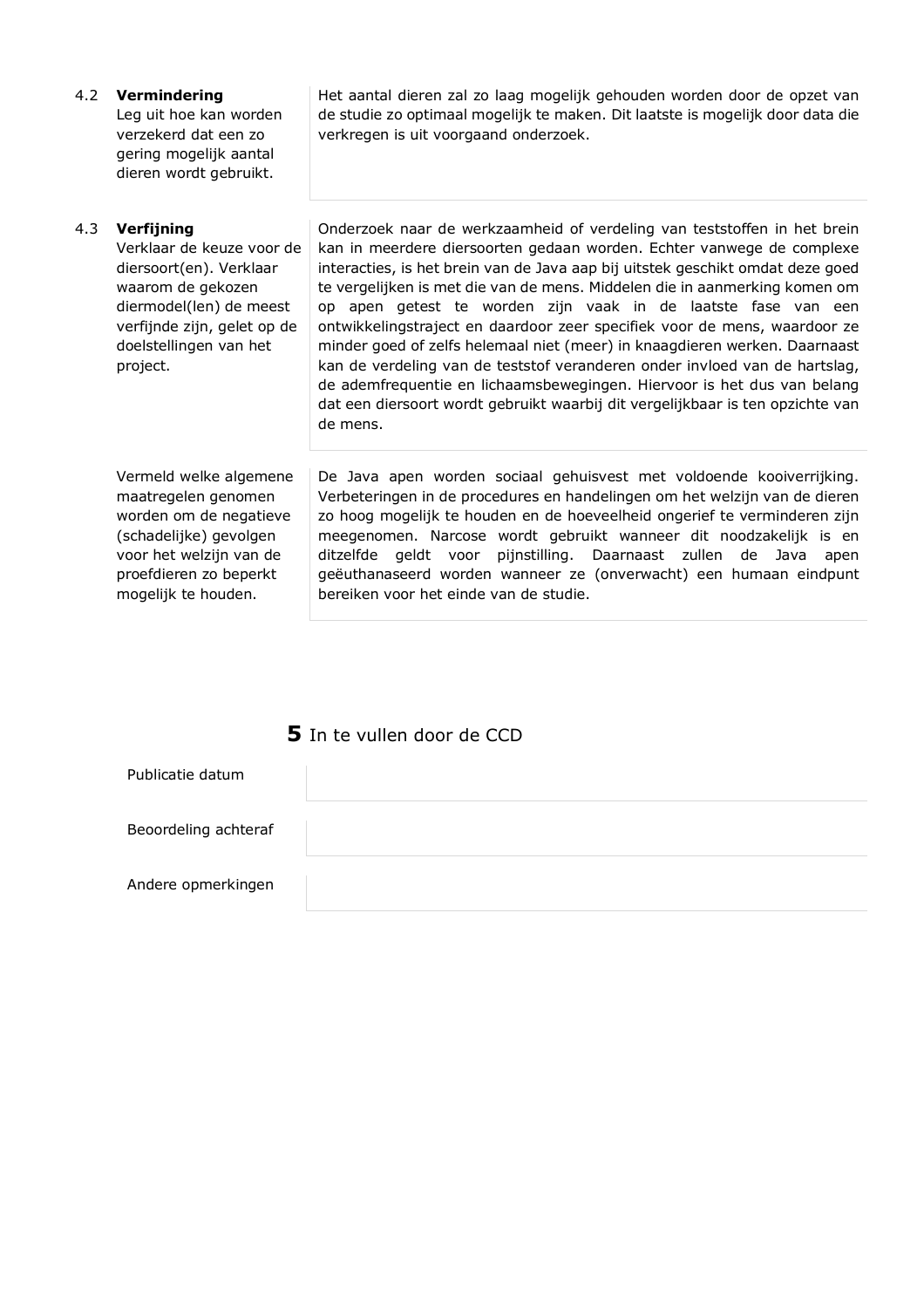| | | |
|---|---|---|
| 4.2 | **Vermindering** Leg uit hoe kan worden verzekerd dat een zo gering mogelijk aantal dieren wordt gebruikt. | Het aantal dieren zal zo laag mogelijk gehouden worden door de opzet van de studie zo optimaal mogelijk te maken. Dit laatste is mogelijk door data die verkregen is uit voorgaand onderzoek. |
| 4.3 | **Verfijning** Verklaar de keuze voor de diersoort(en). Verklaar waarom de gekozen diermodel(len) de meest verfijnde zijn, gelet op de doelstellingen van het project. | Onderzoek naar de werkzaamheid of verdeling van teststoffen in het brein kan in meerdere diersoorten gedaan worden. Echter vanwege de complexe interacties, is het brein van de Java aap bij uitstek geschikt omdat deze goed te vergelijken is met die van de mens. Middelen die in aanmerking komen om op apen getest te worden zijn vaak in de laatste fase van een ontwikkelingstraject en daardoor zeer specifiek voor de mens, waardoor ze minder goed of zelfs helemaal niet (meer) in knaagdieren werken. Daarnaast kan de verdeling van de teststof veranderen onder invloed van de hartslag, de ademfrequentie en lichaamsbewegingen. Hiervoor is het dus van belang dat een diersoort wordt gebruikt waarbij dit vergelijkbaar is ten opzichte van de mens. |
| | Vermeld welke algemene maatregelen genomen worden om de negatieve (schadelijke) gevolgen voor het welzijn van de proefdieren zo beperkt mogelijk te houden. | De Java apen worden sociaal gehuisvest met voldoende kooiverrijking. Verbeteringen in de procedures en handelingen om het welzijn van de dieren zo hoog mogelijk te houden en de hoeveelheid ongerief te verminderen zijn meegenomen. Narcose wordt gebruikt wanneer dit noodzakelijk is en ditzelfde geldt voor pijnstilling. Daarnaast zullen de Java apen geëuthanaseerd worden wanneer ze (onverwacht) een humaan eindpunt bereiken voor het einde van de studie. |

## 5 In te vullen door de CCD

| | |
|---|---|
| Publicatie datum | |
| Beoordeling achteraf | |
| Andere opmerkingen | |